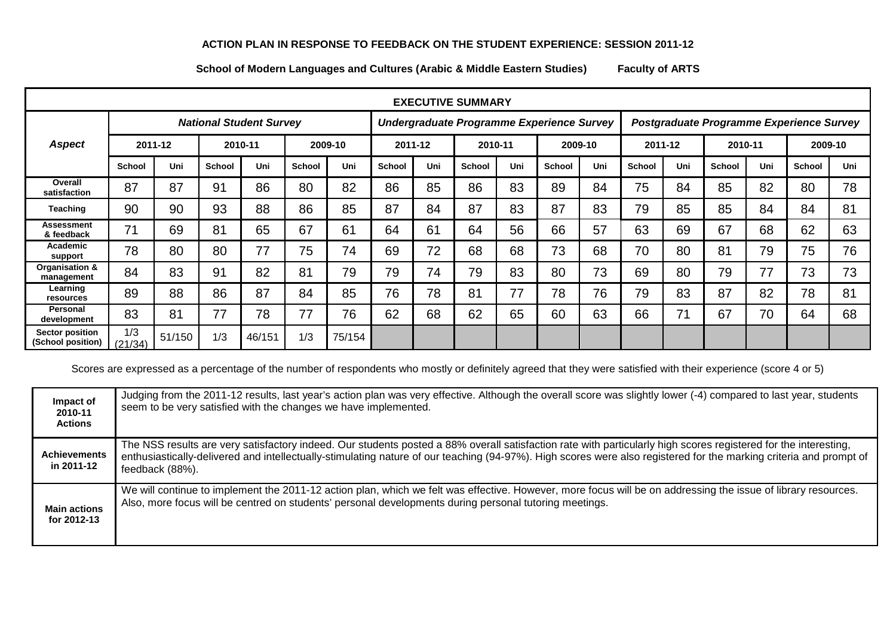**ACTION PLAN IN RESPONSE TO FEEDBACK ON THE STUDENT EXPERIENCE: SESSION 2011-12**

**School of Modern Languages and Cultures (Arabic & Middle Eastern Studies) Faculty of ARTS**

| EXECUTIVE SUMMARY | | | | | | | | | | | | | | | | | | |
|---|---|---|---|---|---|---|---|---|---|---|---|---|---|---|---|---|---|---|
| ***Aspect*** | ***National Student Survey*** | | | | | | ***Undergraduate Programme Experience Survey*** | | | | | | ***Postgraduate Programme Experience Survey*** | | | | | |
| | **2011-12** | | **2010-11** | | **2009-10** | | **2011-12** | | **2010-11** | | **2009-10** | | **2011-12** | | **2010-11** | | **2009-10** | |
| | **School** | **Uni** | **School** | **Uni** | **School** | **Uni** | **School** | **Uni** | **School** | **Uni** | **School** | **Uni** | **School** | **Uni** | **School** | **Uni** | **School** | **Uni** |
| **Overall satisfaction** | 87 | 87 | 91 | 86 | 80 | 82 | 86 | 85 | 86 | 83 | 89 | 84 | 75 | 84 | 85 | 82 | 80 | 78 |
| **Teaching** | 90 | 90 | 93 | 88 | 86 | 85 | 87 | 84 | 87 | 83 | 87 | 83 | 79 | 85 | 85 | 84 | 84 | 81 |
| **Assessment & feedback** | 71 | 69 | 81 | 65 | 67 | 61 | 64 | 61 | 64 | 56 | 66 | 57 | 63 | 69 | 67 | 68 | 62 | 63 |
| **Academic support** | 78 | 80 | 80 | 77 | 75 | 74 | 69 | 72 | 68 | 68 | 73 | 68 | 70 | 80 | 81 | 79 | 75 | 76 |
| **Organisation & management** | 84 | 83 | 91 | 82 | 81 | 79 | 79 | 74 | 79 | 83 | 80 | 73 | 69 | 80 | 79 | 77 | 73 | 73 |
| **Learning resources** | 89 | 88 | 86 | 87 | 84 | 85 | 76 | 78 | 81 | 77 | 78 | 76 | 79 | 83 | 87 | 82 | 78 | 81 |
| **Personal development** | 83 | 81 | 77 | 78 | 77 | 76 | 62 | 68 | 62 | 65 | 60 | 63 | 66 | 71 | 67 | 70 | 64 | 68 |
| **Sector position (School position)** | 1/3 (21/34) | 51/150 | 1/3 | 46/151 | 1/3 | 75/154 | | | | | | | | | | | | |

Scores are expressed as a percentage of the number of respondents who mostly or definitely agreed that they were satisfied with their experience (score 4 or 5)

| | |
|---|---|
| **Impact of 2010-11 Actions** | Judging from the 2011-12 results, last year's action plan was very effective. Although the overall score was slightly lower (-4) compared to last year, students seem to be very satisfied with the changes we have implemented. |
| **Achievements in 2011-12** | The NSS results are very satisfactory indeed. Our students posted a 88% overall satisfaction rate with particularly high scores registered for the interesting, enthusiastically-delivered and intellectually-stimulating nature of our teaching (94-97%). High scores were also registered for the marking criteria and prompt of feedback (88%). |
| **Main actions for 2012-13** | We will continue to implement the 2011-12 action plan, which we felt was effective. However, more focus will be on addressing the issue of library resources. Also, more focus will be centred on students' personal developments during personal tutoring meetings. |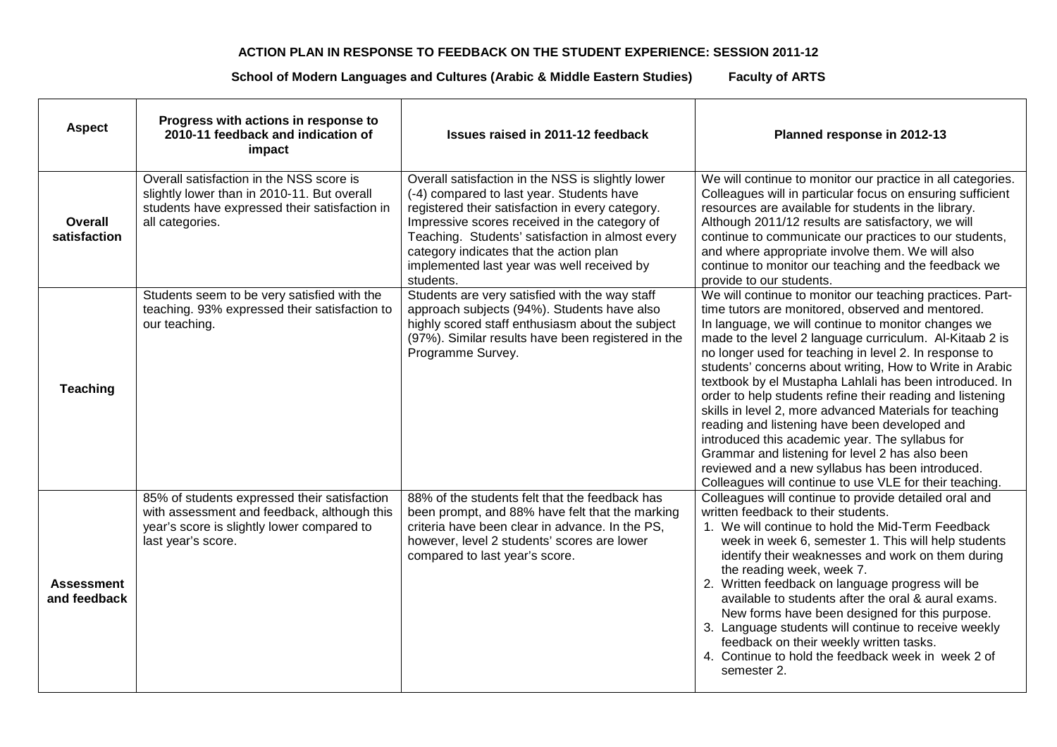**ACTION PLAN IN RESPONSE TO FEEDBACK ON THE STUDENT EXPERIENCE: SESSION 2011-12**

**School of Modern Languages and Cultures (Arabic & Middle Eastern Studies) Faculty of ARTS**

| Aspect | Progress with actions in response to 2010-11 feedback and indication of impact | Issues raised in 2011-12 feedback | Planned response in 2012-13 |
|---|---|---|---|
| **Overall satisfaction** | Overall satisfaction in the NSS score is slightly lower than in 2010-11. But overall students have expressed their satisfaction in all categories. | Overall satisfaction in the NSS is slightly lower (-4) compared to last year. Students have registered their satisfaction in every category. Impressive scores received in the category of Teaching. Students' satisfaction in almost every category indicates that the action plan implemented last year was well received by students. | We will continue to monitor our practice in all categories. Colleagues will in particular focus on ensuring sufficient resources are available for students in the library. Although 2011/12 results are satisfactory, we will continue to communicate our practices to our students, and where appropriate involve them. We will also continue to monitor our teaching and the feedback we provide to our students. |
| **Teaching** | Students seem to be very satisfied with the teaching. 93% expressed their satisfaction to our teaching. | Students are very satisfied with the way staff approach subjects (94%). Students have also highly scored staff enthusiasm about the subject (97%). Similar results have been registered in the Programme Survey. | We will continue to monitor our teaching practices. Part-time tutors are monitored, observed and mentored.<br>In language, we will continue to monitor changes we made to the level 2 language curriculum. Al-Kitaab 2 is no longer used for teaching in level 2. In response to students' concerns about writing, How to Write in Arabic textbook by el Mustapha Lahlali has been introduced. In order to help students refine their reading and listening skills in level 2, more advanced Materials for teaching reading and listening have been developed and introduced this academic year. The syllabus for Grammar and listening for level 2 has also been reviewed and a new syllabus has been introduced. Colleagues will continue to use VLE for their teaching. |
| **Assessment and feedback** | 85% of students expressed their satisfaction with assessment and feedback, although this year's score is slightly lower compared to last year's score. | 88% of the students felt that the feedback has been prompt, and 88% have felt that the marking criteria have been clear in advance. In the PS, however, level 2 students' scores are lower compared to last year's score. | Colleagues will continue to provide detailed oral and written feedback to their students.<br>1. We will continue to hold the Mid-Term Feedback week in week 6, semester 1. This will help students identify their weaknesses and work on them during the reading week, week 7.<br>2. Written feedback on language progress will be available to students after the oral & aural exams. New forms have been designed for this purpose.<br>3. Language students will continue to receive weekly feedback on their weekly written tasks.<br>4. Continue to hold the feedback week in week 2 of semester 2. |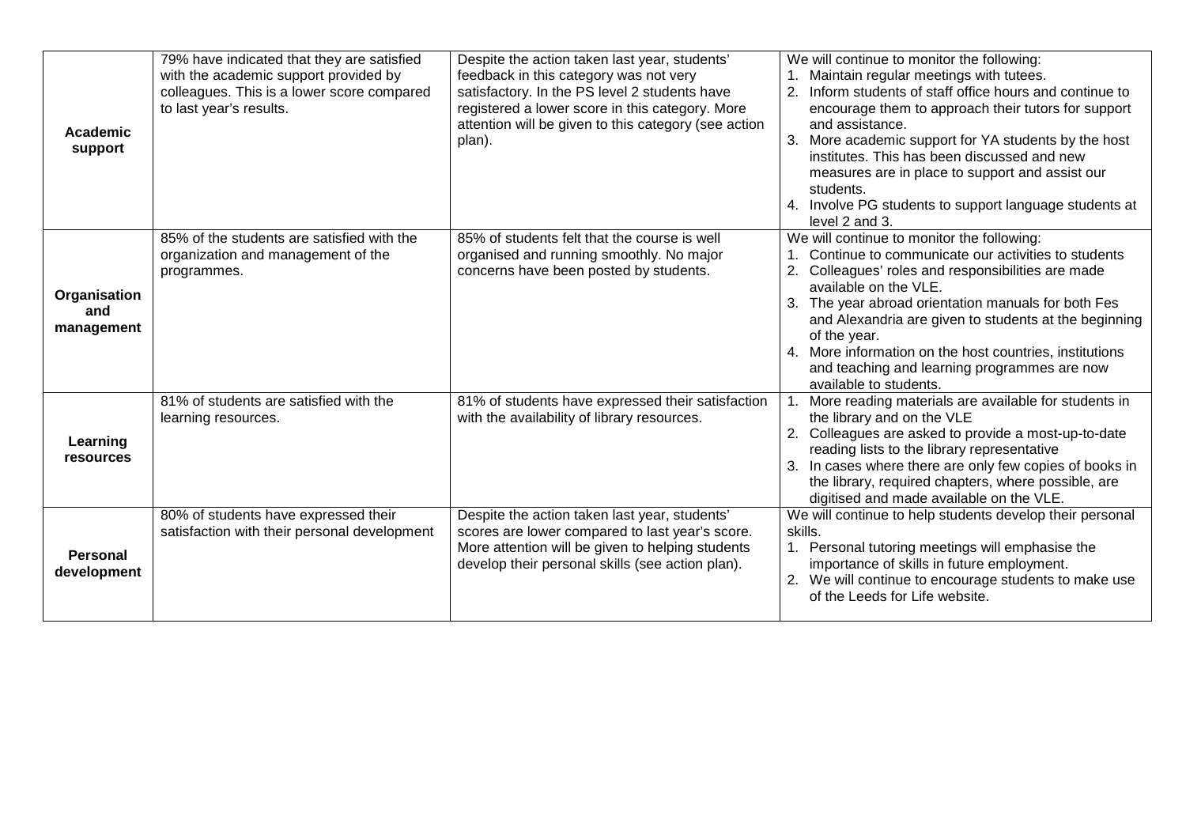| | | | |
|---|---|---|---|
| **Academic support** | 79% have indicated that they are satisfied with the academic support provided by colleagues. This is a lower score compared to last year's results. | Despite the action taken last year, students' feedback in this category was not very satisfactory. In the PS level 2 students have registered a lower score in this category. More attention will be given to this category (see action plan). | We will continue to monitor the following:<br>1. Maintain regular meetings with tutees.<br>2. Inform students of staff office hours and continue to encourage them to approach their tutors for support and assistance.<br>3. More academic support for YA students by the host institutes. This has been discussed and new measures are in place to support and assist our students.<br>4. Involve PG students to support language students at level 2 and 3. |
| **Organisation and management** | 85% of the students are satisfied with the organization and management of the programmes. | 85% of students felt that the course is well organised and running smoothly. No major concerns have been posted by students. | We will continue to monitor the following:<br>1. Continue to communicate our activities to students<br>2. Colleagues' roles and responsibilities are made available on the VLE.<br>3. The year abroad orientation manuals for both Fes and Alexandria are given to students at the beginning of the year.<br>4. More information on the host countries, institutions and teaching and learning programmes are now available to students. |
| **Learning resources** | 81% of students are satisfied with the learning resources. | 81% of students have expressed their satisfaction with the availability of library resources. | 1. More reading materials are available for students in the library and on the VLE<br>2. Colleagues are asked to provide a most-up-to-date reading lists to the library representative<br>3. In cases where there are only few copies of books in the library, required chapters, where possible, are digitised and made available on the VLE. |
| **Personal development** | 80% of students have expressed their satisfaction with their personal development | Despite the action taken last year, students' scores are lower compared to last year's score. More attention will be given to helping students develop their personal skills (see action plan). | We will continue to help students develop their personal skills.<br>1. Personal tutoring meetings will emphasise the importance of skills in future employment.<br>2. We will continue to encourage students to make use of the Leeds for Life website. |